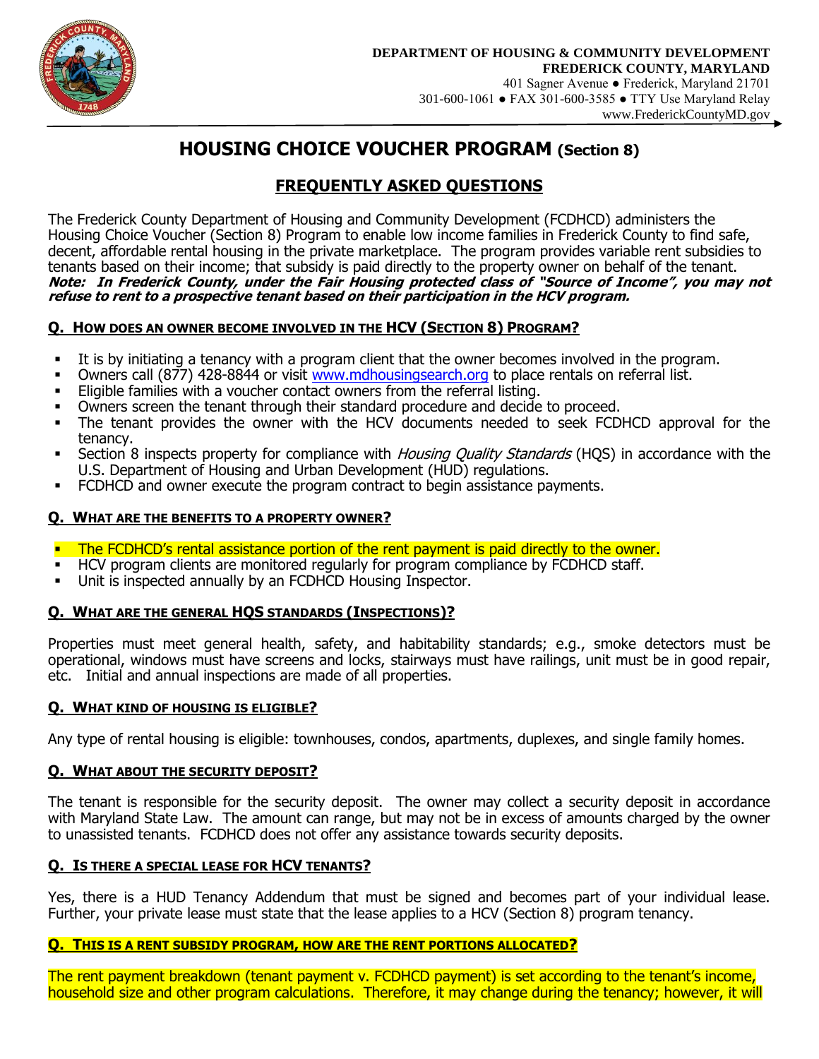**DEPARTMENT OF HOUSING & COMMUNITY DEVELOPMENT**
**FREDERICK COUNTY, MARYLAND**
401 Sagner Avenue ● Frederick, Maryland 21701
301-600-1061 ● FAX 301-600-3585 ● TTY Use Maryland Relay
www.FrederickCountyMD.gov

# HOUSING CHOICE VOUCHER PROGRAM (Section 8)

## FREQUENTLY ASKED QUESTIONS

The Frederick County Department of Housing and Community Development (FCDHCD) administers the Housing Choice Voucher (Section 8) Program to enable low income families in Frederick County to find safe, decent, affordable rental housing in the private marketplace. The program provides variable rent subsidies to tenants based on their income; that subsidy is paid directly to the property owner on behalf of the tenant. ***Note: In Frederick County, under the Fair Housing protected class of "Source of Income", you may not refuse to rent to a prospective tenant based on their participation in the HCV program.***

### Q. How does an owner become involved in the HCV (Section 8) Program?

- It is by initiating a tenancy with a program client that the owner becomes involved in the program.
- Owners call (877) 428-8844 or visit www.mdhousingsearch.org to place rentals on referral list.
- Eligible families with a voucher contact owners from the referral listing.
- Owners screen the tenant through their standard procedure and decide to proceed.
- The tenant provides the owner with the HCV documents needed to seek FCDHCD approval for the tenancy.
- Section 8 inspects property for compliance with *Housing Quality Standards* (HQS) in accordance with the U.S. Department of Housing and Urban Development (HUD) regulations.
- FCDHCD and owner execute the program contract to begin assistance payments.

### Q. What are the benefits to a property owner?

- The FCDHCD's rental assistance portion of the rent payment is paid directly to the owner.
- HCV program clients are monitored regularly for program compliance by FCDHCD staff.
- Unit is inspected annually by an FCDHCD Housing Inspector.

### Q. What are the general HQS standards (Inspections)?

Properties must meet general health, safety, and habitability standards; e.g., smoke detectors must be operational, windows must have screens and locks, stairways must have railings, unit must be in good repair, etc. Initial and annual inspections are made of all properties.

### Q. What kind of housing is eligible?

Any type of rental housing is eligible: townhouses, condos, apartments, duplexes, and single family homes.

### Q. What about the security deposit?

The tenant is responsible for the security deposit. The owner may collect a security deposit in accordance with Maryland State Law. The amount can range, but may not be in excess of amounts charged by the owner to unassisted tenants. FCDHCD does not offer any assistance towards security deposits.

### Q. Is there a special lease for HCV tenants?

Yes, there is a HUD Tenancy Addendum that must be signed and becomes part of your individual lease. Further, your private lease must state that the lease applies to a HCV (Section 8) program tenancy.

### Q. This is a rent subsidy program, how are the rent portions allocated?

The rent payment breakdown (tenant payment v. FCDHCD payment) is set according to the tenant's income, household size and other program calculations. Therefore, it may change during the tenancy; however, it will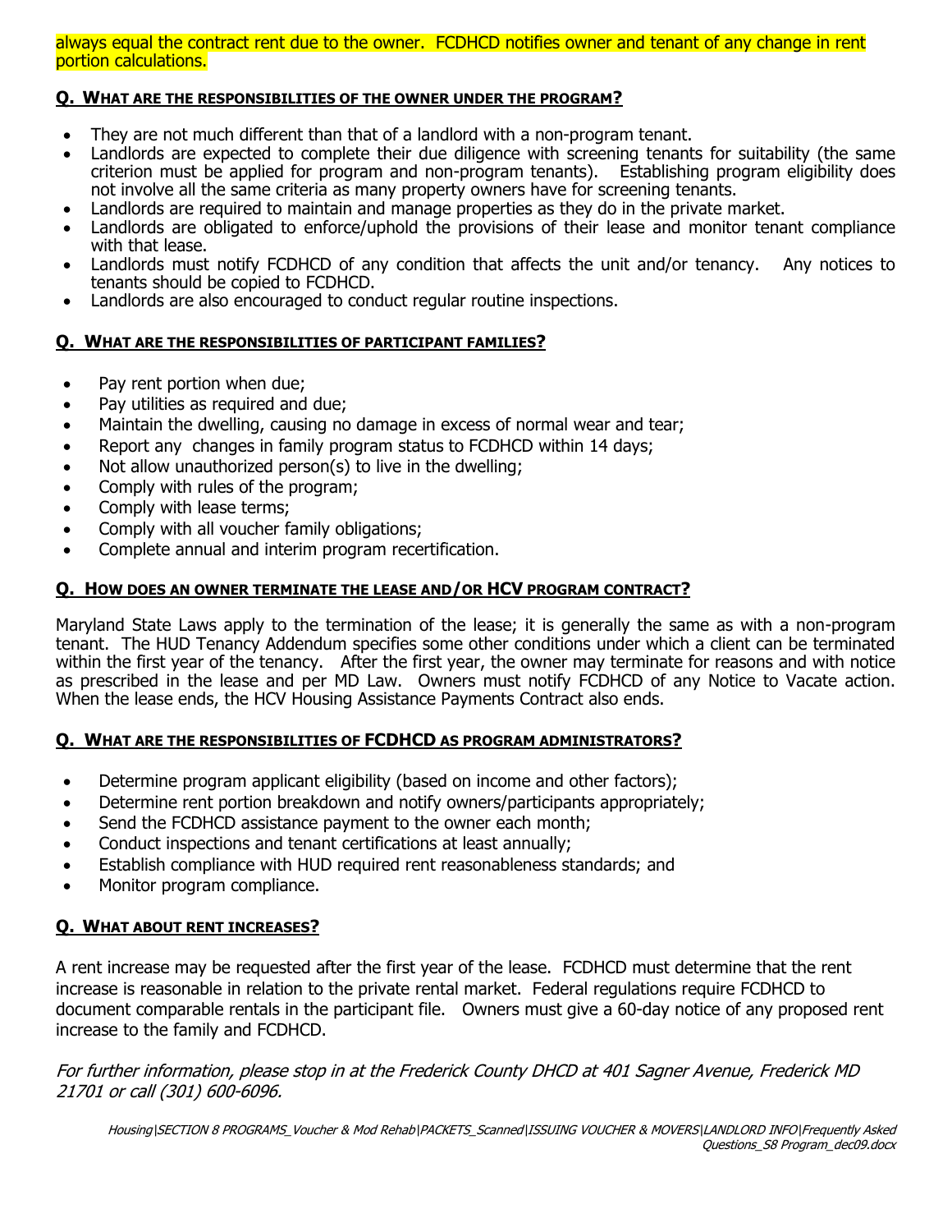always equal the contract rent due to the owner. FCDHCD notifies owner and tenant of any change in rent portion calculations.

### Q. WHAT ARE THE RESPONSIBILITIES OF THE OWNER UNDER THE PROGRAM?

- They are not much different than that of a landlord with a non-program tenant.
- Landlords are expected to complete their due diligence with screening tenants for suitability (the same criterion must be applied for program and non-program tenants). Establishing program eligibility does not involve all the same criteria as many property owners have for screening tenants.
- Landlords are required to maintain and manage properties as they do in the private market.
- Landlords are obligated to enforce/uphold the provisions of their lease and monitor tenant compliance with that lease.
- Landlords must notify FCDHCD of any condition that affects the unit and/or tenancy. Any notices to tenants should be copied to FCDHCD.
- Landlords are also encouraged to conduct regular routine inspections.

### Q. WHAT ARE THE RESPONSIBILITIES OF PARTICIPANT FAMILIES?

- Pay rent portion when due;
- Pay utilities as required and due;
- Maintain the dwelling, causing no damage in excess of normal wear and tear;
- Report any changes in family program status to FCDHCD within 14 days;
- Not allow unauthorized person(s) to live in the dwelling;
- Comply with rules of the program;
- Comply with lease terms;
- Comply with all voucher family obligations;
- Complete annual and interim program recertification.

### Q. HOW DOES AN OWNER TERMINATE THE LEASE AND/OR HCV PROGRAM CONTRACT?

Maryland State Laws apply to the termination of the lease; it is generally the same as with a non-program tenant. The HUD Tenancy Addendum specifies some other conditions under which a client can be terminated within the first year of the tenancy. After the first year, the owner may terminate for reasons and with notice as prescribed in the lease and per MD Law. Owners must notify FCDHCD of any Notice to Vacate action. When the lease ends, the HCV Housing Assistance Payments Contract also ends.

### Q. WHAT ARE THE RESPONSIBILITIES OF FCDHCD AS PROGRAM ADMINISTRATORS?

- Determine program applicant eligibility (based on income and other factors);
- Determine rent portion breakdown and notify owners/participants appropriately;
- Send the FCDHCD assistance payment to the owner each month;
- Conduct inspections and tenant certifications at least annually;
- Establish compliance with HUD required rent reasonableness standards; and
- Monitor program compliance.

### Q. WHAT ABOUT RENT INCREASES?

A rent increase may be requested after the first year of the lease. FCDHCD must determine that the rent increase is reasonable in relation to the private rental market. Federal regulations require FCDHCD to document comparable rentals in the participant file. Owners must give a 60-day notice of any proposed rent increase to the family and FCDHCD.

*For further information, please stop in at the Frederick County DHCD at 401 Sagner Avenue, Frederick MD 21701 or call (301) 600-6096.*

*Housing\SECTION 8 PROGRAMS_Voucher & Mod Rehab\PACKETS_Scanned\ISSUING VOUCHER & MOVERS\LANDLORD INFO\Frequently Asked Questions_S8 Program_dec09.docx*